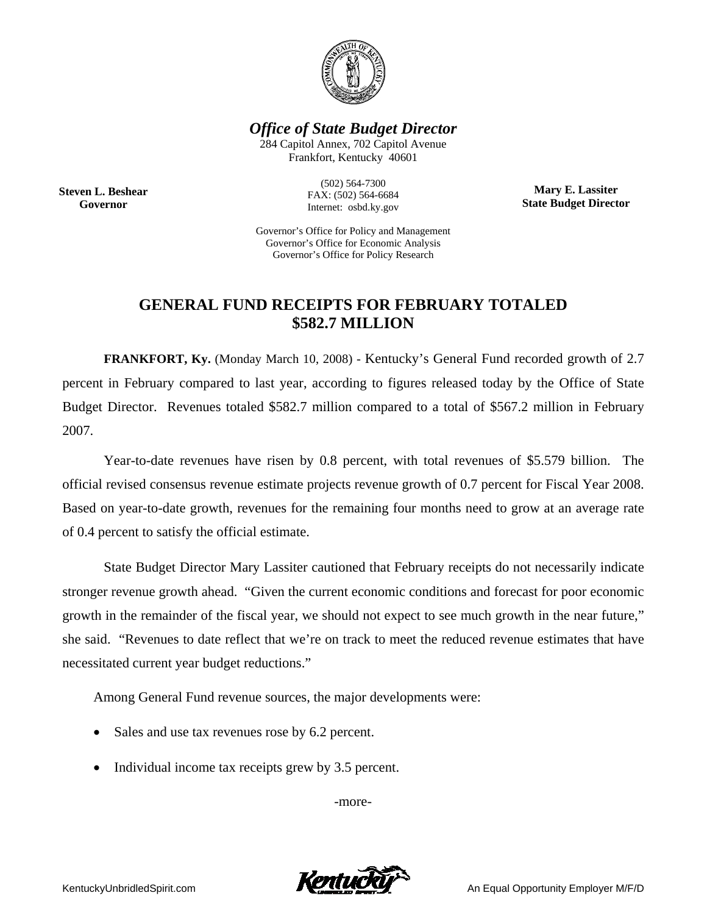***Office of State Budget Director***

284 Capitol Annex, 702 Capitol Avenue
Frankfort, Kentucky 40601

(502) 564-7300
FAX: (502) 564-6684
Internet: osbd.ky.gov

**Steven L. Beshear**
**Governor**

**Mary E. Lassiter**
**State Budget Director**

Governor's Office for Policy and Management
Governor's Office for Economic Analysis
Governor's Office for Policy Research

# GENERAL FUND RECEIPTS FOR FEBRUARY TOTALED $582.7 MILLION

**FRANKFORT, Ky.** (Monday March 10, 2008) - Kentucky's General Fund recorded growth of 2.7 percent in February compared to last year, according to figures released today by the Office of State Budget Director. Revenues totaled $582.7 million compared to a total of $567.2 million in February 2007.

Year-to-date revenues have risen by 0.8 percent, with total revenues of $5.579 billion. The official revised consensus revenue estimate projects revenue growth of 0.7 percent for Fiscal Year 2008. Based on year-to-date growth, revenues for the remaining four months need to grow at an average rate of 0.4 percent to satisfy the official estimate.

State Budget Director Mary Lassiter cautioned that February receipts do not necessarily indicate stronger revenue growth ahead. "Given the current economic conditions and forecast for poor economic growth in the remainder of the fiscal year, we should not expect to see much growth in the near future," she said. "Revenues to date reflect that we're on track to meet the reduced revenue estimates that have necessitated current year budget reductions."

Among General Fund revenue sources, the major developments were:

- Sales and use tax revenues rose by 6.2 percent.
- Individual income tax receipts grew by 3.5 percent.

-more-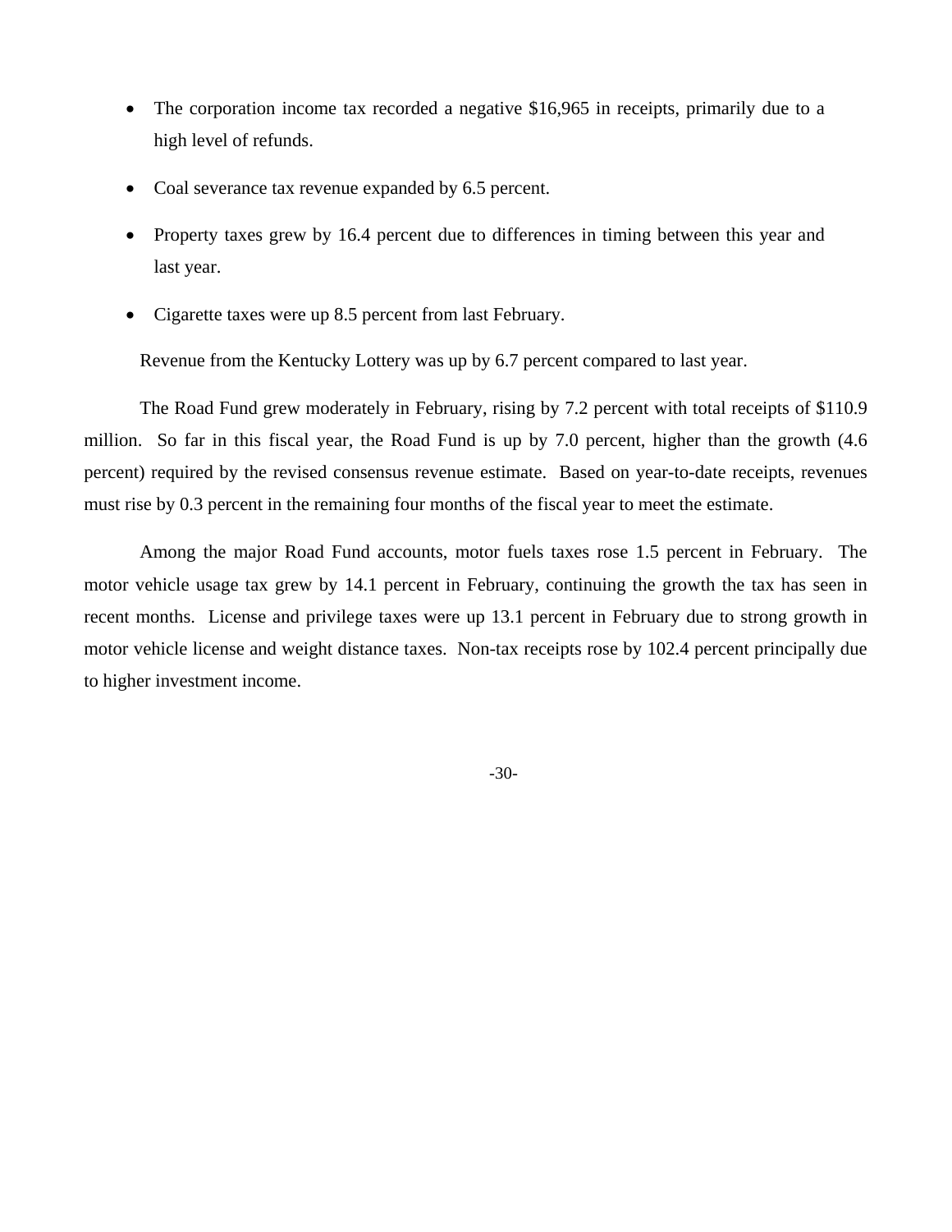- The corporation income tax recorded a negative $16,965 in receipts, primarily due to a high level of refunds.
- Coal severance tax revenue expanded by 6.5 percent.
- Property taxes grew by 16.4 percent due to differences in timing between this year and last year.
- Cigarette taxes were up 8.5 percent from last February.

Revenue from the Kentucky Lottery was up by 6.7 percent compared to last year.

The Road Fund grew moderately in February, rising by 7.2 percent with total receipts of $110.9 million. So far in this fiscal year, the Road Fund is up by 7.0 percent, higher than the growth (4.6 percent) required by the revised consensus revenue estimate. Based on year-to-date receipts, revenues must rise by 0.3 percent in the remaining four months of the fiscal year to meet the estimate.

Among the major Road Fund accounts, motor fuels taxes rose 1.5 percent in February. The motor vehicle usage tax grew by 14.1 percent in February, continuing the growth the tax has seen in recent months. License and privilege taxes were up 13.1 percent in February due to strong growth in motor vehicle license and weight distance taxes. Non-tax receipts rose by 102.4 percent principally due to higher investment income.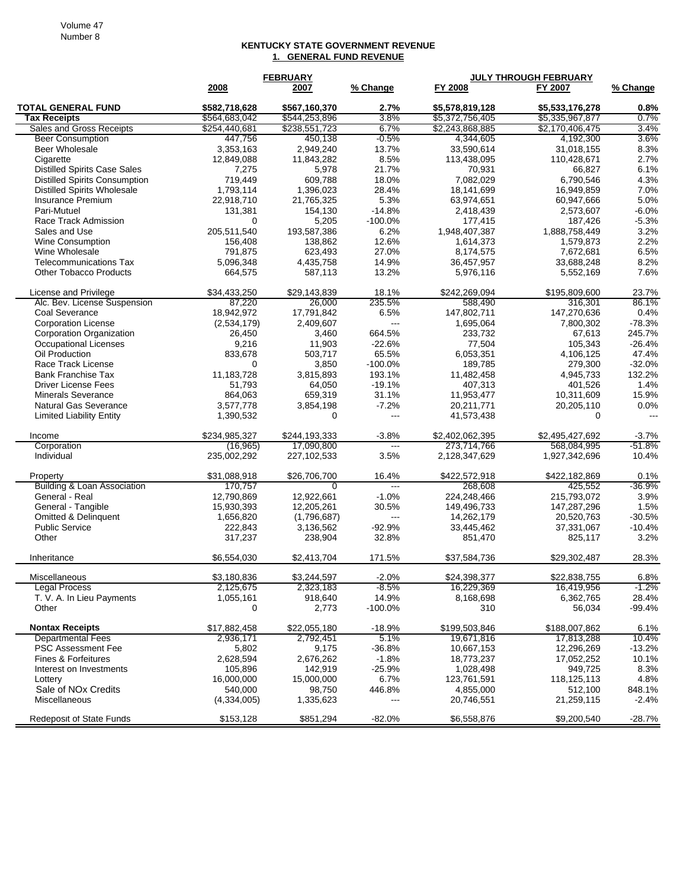# KENTUCKY STATE GOVERNMENT REVENUE

## 1. GENERAL FUND REVENUE

| | FEBRUARY | | | JULY THROUGH FEBRUARY | | |
|---|---|---|---|---|---|---|
| | 2008 | 2007 | % Change | FY 2008 | FY 2007 | % Change |
| **TOTAL GENERAL FUND** | **$582,718,628** | **$567,160,370** | **2.7%** | **$5,578,819,128** | **$5,533,176,278** | **0.8%** |
| **Tax Receipts** | $564,683,042 | $544,253,896 | 3.8% | $5,372,756,405 | $5,335,967,877 | 0.7% |
| Sales and Gross Receipts | $254,440,681 | $238,551,723 | 6.7% | $2,243,868,885 | $2,170,406,475 | 3.4% |
| Beer Consumption | 447,756 | 450,138 | -0.5% | 4,344,605 | 4,192,300 | 3.6% |
| Beer Wholesale | 3,353,163 | 2,949,240 | 13.7% | 33,590,614 | 31,018,155 | 8.3% |
| Cigarette | 12,849,088 | 11,843,282 | 8.5% | 113,438,095 | 110,428,671 | 2.7% |
| Distilled Spirits Case Sales | 7,275 | 5,978 | 21.7% | 70,931 | 66,827 | 6.1% |
| Distilled Spirits Consumption | 719,449 | 609,788 | 18.0% | 7,082,029 | 6,790,546 | 4.3% |
| Distilled Spirits Wholesale | 1,793,114 | 1,396,023 | 28.4% | 18,141,699 | 16,949,859 | 7.0% |
| Insurance Premium | 22,918,710 | 21,765,325 | 5.3% | 63,974,651 | 60,947,666 | 5.0% |
| Pari-Mutuel | 131,381 | 154,130 | -14.8% | 2,418,439 | 2,573,607 | -6.0% |
| Race Track Admission | 0 | 5,205 | -100.0% | 177,415 | 187,426 | -5.3% |
| Sales and Use | 205,511,540 | 193,587,386 | 6.2% | 1,948,407,387 | 1,888,758,449 | 3.2% |
| Wine Consumption | 156,408 | 138,862 | 12.6% | 1,614,373 | 1,579,873 | 2.2% |
| Wine Wholesale | 791,875 | 623,493 | 27.0% | 8,174,575 | 7,672,681 | 6.5% |
| Telecommunications Tax | 5,096,348 | 4,435,758 | 14.9% | 36,457,957 | 33,688,248 | 8.2% |
| Other Tobacco Products | 664,575 | 587,113 | 13.2% | 5,976,116 | 5,552,169 | 7.6% |
| | | | | | | |
| License and Privilege | $34,433,250 | $29,143,839 | 18.1% | $242,269,094 | $195,809,600 | 23.7% |
| Alc. Bev. License Suspension | 87,220 | 26,000 | 235.5% | 588,490 | 316,301 | 86.1% |
| Coal Severance | 18,942,972 | 17,791,842 | 6.5% | 147,802,711 | 147,270,636 | 0.4% |
| Corporation License | (2,534,179) | 2,409,607 | --- | 1,695,064 | 7,800,302 | -78.3% |
| Corporation Organization | 26,450 | 3,460 | 664.5% | 233,732 | 67,613 | 245.7% |
| Occupational Licenses | 9,216 | 11,903 | -22.6% | 77,504 | 105,343 | -26.4% |
| Oil Production | 833,678 | 503,717 | 65.5% | 6,053,351 | 4,106,125 | 47.4% |
| Race Track License | 0 | 3,850 | -100.0% | 189,785 | 279,300 | -32.0% |
| Bank Franchise Tax | 11,183,728 | 3,815,893 | 193.1% | 11,482,458 | 4,945,733 | 132.2% |
| Driver License Fees | 51,793 | 64,050 | -19.1% | 407,313 | 401,526 | 1.4% |
| Minerals Severance | 864,063 | 659,319 | 31.1% | 11,953,477 | 10,311,609 | 15.9% |
| Natural Gas Severance | 3,577,778 | 3,854,198 | -7.2% | 20,211,771 | 20,205,110 | 0.0% |
| Limited Liability Entity | 1,390,532 | 0 | --- | 41,573,438 | 0 | --- |
| | | | | | | |
| Income | $234,985,327 | $244,193,333 | -3.8% | $2,402,062,395 | $2,495,427,692 | -3.7% |
| Corporation | (16,965) | 17,090,800 | --- | 273,714,766 | 568,084,995 | -51.8% |
| Individual | 235,002,292 | 227,102,533 | 3.5% | 2,128,347,629 | 1,927,342,696 | 10.4% |
| | | | | | | |
| Property | $31,088,918 | $26,706,700 | 16.4% | $422,572,918 | $422,182,869 | 0.1% |
| Building & Loan Association | 170,757 | 0 | --- | 268,608 | 425,552 | -36.9% |
| General - Real | 12,790,869 | 12,922,661 | -1.0% | 224,248,466 | 215,793,072 | 3.9% |
| General - Tangible | 15,930,393 | 12,205,261 | 30.5% | 149,496,733 | 147,287,296 | 1.5% |
| Omitted & Delinquent | 1,656,820 | (1,796,687) | --- | 14,262,179 | 20,520,763 | -30.5% |
| Public Service | 222,843 | 3,136,562 | -92.9% | 33,445,462 | 37,331,067 | -10.4% |
| Other | 317,237 | 238,904 | 32.8% | 851,470 | 825,117 | 3.2% |
| | | | | | | |
| Inheritance | $6,554,030 | $2,413,704 | 171.5% | $37,584,736 | $29,302,487 | 28.3% |
| | | | | | | |
| Miscellaneous | $3,180,836 | $3,244,597 | -2.0% | $24,398,377 | $22,838,755 | 6.8% |
| Legal Process | 2,125,675 | 2,323,183 | -8.5% | 16,229,369 | 16,419,956 | -1.2% |
| T. V. A. In Lieu Payments | 1,055,161 | 918,640 | 14.9% | 8,168,698 | 6,362,765 | 28.4% |
| Other | 0 | 2,773 | -100.0% | 310 | 56,034 | -99.4% |
| | | | | | | |
| **Nontax Receipts** | $17,882,458 | $22,055,180 | -18.9% | $199,503,846 | $188,007,862 | 6.1% |
| Departmental Fees | 2,936,171 | 2,792,451 | 5.1% | 19,671,816 | 17,813,288 | 10.4% |
| PSC Assessment Fee | 5,802 | 9,175 | -36.8% | 10,667,153 | 12,296,269 | -13.2% |
| Fines & Forfeitures | 2,628,594 | 2,676,262 | -1.8% | 18,773,237 | 17,052,252 | 10.1% |
| Interest on Investments | 105,896 | 142,919 | -25.9% | 1,028,498 | 949,725 | 8.3% |
| Lottery | 16,000,000 | 15,000,000 | 6.7% | 123,761,591 | 118,125,113 | 4.8% |
| Sale of NOx Credits | 540,000 | 98,750 | 446.8% | 4,855,000 | 512,100 | 848.1% |
| Miscellaneous | (4,334,005) | 1,335,623 | --- | 20,746,551 | 21,259,115 | -2.4% |
| | | | | | | |
| Redeposit of State Funds | $153,128 | $851,294 | -82.0% | $6,558,876 | $9,200,540 | -28.7% |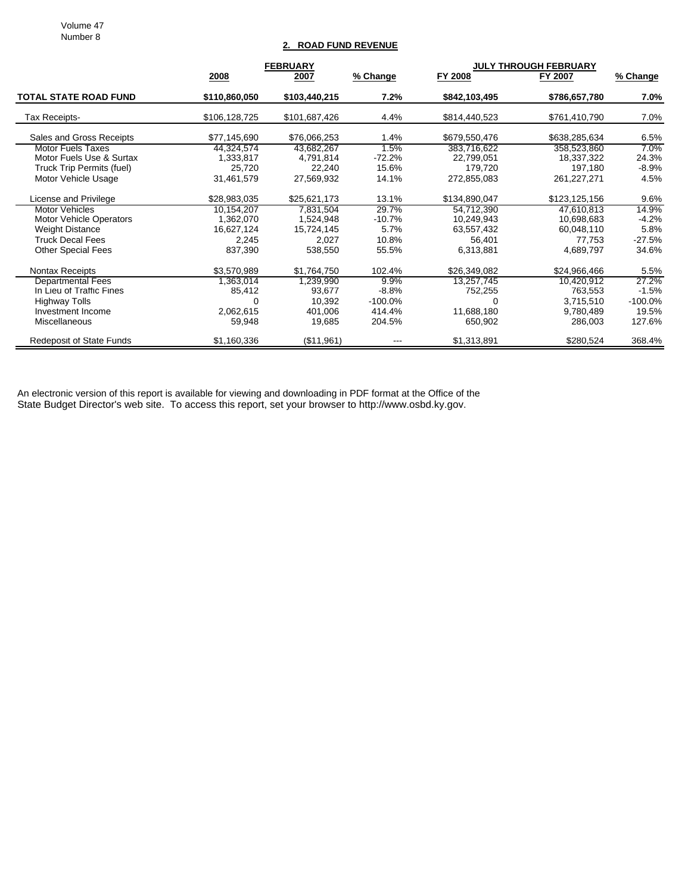## 2. ROAD FUND REVENUE

| | FEBRUARY | | | JULY THROUGH FEBRUARY | | |
|---|---|---|---|---|---|---|
| | 2008 | 2007 | % Change | FY 2008 | FY 2007 | % Change |
| **TOTAL STATE ROAD FUND** | **$110,860,050** | **$103,440,215** | **7.2%** | **$842,103,495** | **$786,657,780** | **7.0%** |
| Tax Receipts- | $106,128,725 | $101,687,426 | 4.4% | $814,440,523 | $761,410,790 | 7.0% |
| Sales and Gross Receipts | $77,145,690 | $76,066,253 | 1.4% | $679,550,476 | $638,285,634 | 6.5% |
| Motor Fuels Taxes | 44,324,574 | 43,682,267 | 1.5% | 383,716,622 | 358,523,860 | 7.0% |
| Motor Fuels Use & Surtax | 1,333,817 | 4,791,814 | -72.2% | 22,799,051 | 18,337,322 | 24.3% |
| Truck Trip Permits (fuel) | 25,720 | 22,240 | 15.6% | 179,720 | 197,180 | -8.9% |
| Motor Vehicle Usage | 31,461,579 | 27,569,932 | 14.1% | 272,855,083 | 261,227,271 | 4.5% |
| License and Privilege | $28,983,035 | $25,621,173 | 13.1% | $134,890,047 | $123,125,156 | 9.6% |
| Motor Vehicles | 10,154,207 | 7,831,504 | 29.7% | 54,712,390 | 47,610,813 | 14.9% |
| Motor Vehicle Operators | 1,362,070 | 1,524,948 | -10.7% | 10,249,943 | 10,698,683 | -4.2% |
| Weight Distance | 16,627,124 | 15,724,145 | 5.7% | 63,557,432 | 60,048,110 | 5.8% |
| Truck Decal Fees | 2,245 | 2,027 | 10.8% | 56,401 | 77,753 | -27.5% |
| Other Special Fees | 837,390 | 538,550 | 55.5% | 6,313,881 | 4,689,797 | 34.6% |
| Nontax Receipts | $3,570,989 | $1,764,750 | 102.4% | $26,349,082 | $24,966,466 | 5.5% |
| Departmental Fees | 1,363,014 | 1,239,990 | 9.9% | 13,257,745 | 10,420,912 | 27.2% |
| In Lieu of Traffic Fines | 85,412 | 93,677 | -8.8% | 752,255 | 763,553 | -1.5% |
| Highway Tolls | 0 | 10,392 | -100.0% | 0 | 3,715,510 | -100.0% |
| Investment Income | 2,062,615 | 401,006 | 414.4% | 11,688,180 | 9,780,489 | 19.5% |
| Miscellaneous | 59,948 | 19,685 | 204.5% | 650,902 | 286,003 | 127.6% |
| Redeposit of State Funds | $1,160,336 | ($11,961) | --- | $1,313,891 | $280,524 | 368.4% |

An electronic version of this report is available for viewing and downloading in PDF format at the Office of the State Budget Director's web site. To access this report, set your browser to http://www.osbd.ky.gov.